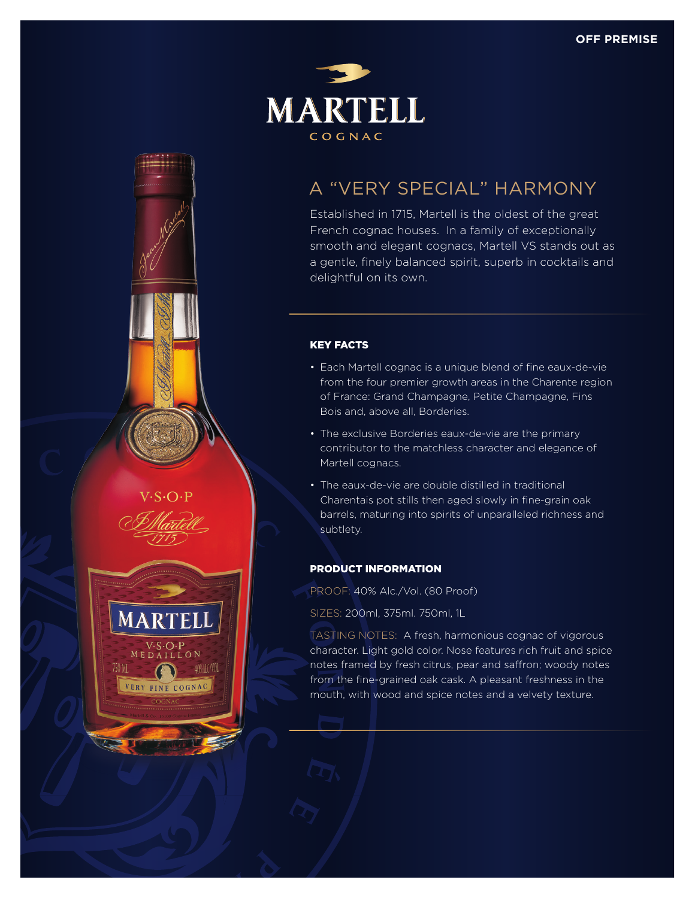OFF PREMISE

# MARTELL

COGNAC

## A “VERY SPECIAL” HARMONY

Established in 1715, Martell is the oldest of the great French cognac houses. In a family of exceptionally smooth and elegant cognacs, Martell VS stands out as a gentle, finely balanced spirit, superb in cocktails and delightful on its own.

### KEY FACTS

- Each Martell cognac is a unique blend of fine eaux-de-vie from the four premier growth areas in the Charente region of France: Grand Champagne, Petite Champagne, Fins Bois and, above all, Borderies.
- The exclusive Borderies eaux-de-vie are the primary contributor to the matchless character and elegance of Martell cognacs.
- The eaux-de-vie are double distilled in traditional Charentais pot stills then aged slowly in fine-grain oak barrels, maturing into spirits of unparalleled richness and subtlety.

### PRODUCT INFORMATION

PROOF: 40% Alc./Vol. (80 Proof)

SIZES: 200ml, 375ml. 750ml, 1L

TASTING NOTES: A fresh, harmonious cognac of vigorous character. Light gold color. Nose features rich fruit and spice notes framed by fresh citrus, pear and saffron; woody notes from the fine-grained oak cask. A pleasant freshness in the mouth, with wood and spice notes and a velvety texture.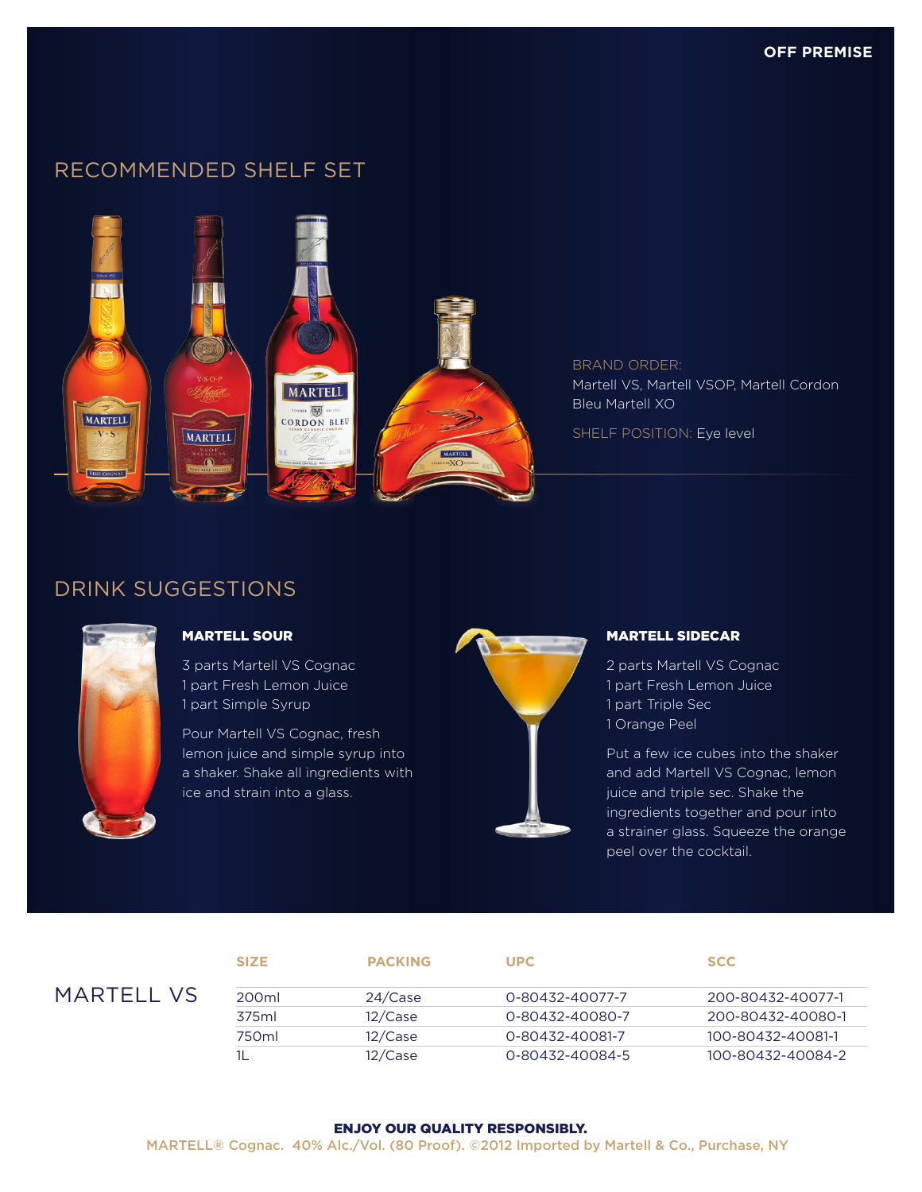OFF PREMISE

## RECOMMENDED SHELF SET

BRAND ORDER:
Martell VS, Martell VSOP, Martell Cordon Bleu Martell XO

SHELF POSITION: Eye level

## DRINK SUGGESTIONS

### MARTELL SOUR

3 parts Martell VS Cognac
1 part Fresh Lemon Juice
1 part Simple Syrup

Pour Martell VS Cognac, fresh lemon juice and simple syrup into a shaker. Shake all ingredients with ice and strain into a glass.

### MARTELL SIDECAR

2 parts Martell VS Cognac
1 part Fresh Lemon Juice
1 part Triple Sec
1 Orange Peel

Put a few ice cubes into the shaker and add Martell VS Cognac, lemon juice and triple sec. Shake the ingredients together and pour into a strainer glass. Squeeze the orange peel over the cocktail.

## MARTELL VS

| SIZE | PACKING | UPC | SCC |
|---|---|---|---|
| 200ml | 24/Case | 0-80432-40077-7 | 200-80432-40077-1 |
| 375ml | 12/Case | 0-80432-40080-7 | 200-80432-40080-1 |
| 750ml | 12/Case | 0-80432-40081-7 | 100-80432-40081-1 |
| 1L | 12/Case | 0-80432-40084-5 | 100-80432-40084-2 |

**ENJOY OUR QUALITY RESPONSIBLY.**

MARTELL® Cognac. 40% Alc./Vol. (80 Proof). ©2012 Imported by Martell & Co., Purchase, NY